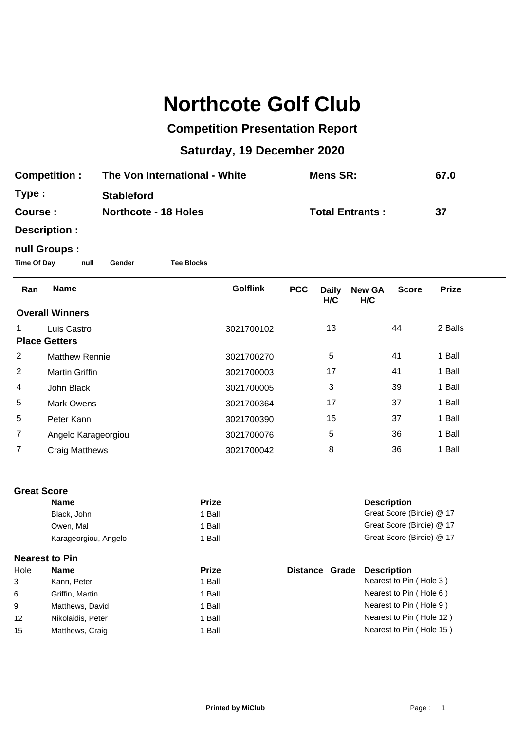# Northcote Golf Club

## Competition Presentation Report

## Saturday, 19 December 2020

| | | | |
|---|---|---|---|
| **Competition :** | **The Von International - White** | **Mens SR:** | **67.0** |
| **Type :** | **Stableford** | | |
| **Course :** | **Northcote - 18 Holes** | **Total Entrants :** | **37** |
| **Description :** | | | |

**null Groups :**

**Time Of Day** **null** **Gender** **Tee Blocks**

| Ran | Name | Golflink | PCC | Daily H/C | New GA H/C | Score | Prize |
|---|---|---|---|---|---|---|---|
| **Overall Winners** | | | | | | | |
| 1 | Luis Castro | 3021700102 | | 13 | | 44 | 2 Balls |
| **Place Getters** | | | | | | | |
| 2 | Matthew Rennie | 3021700270 | | 5 | | 41 | 1 Ball |
| 2 | Martin Griffin | 3021700003 | | 17 | | 41 | 1 Ball |
| 4 | John Black | 3021700005 | | 3 | | 39 | 1 Ball |
| 5 | Mark Owens | 3021700364 | | 17 | | 37 | 1 Ball |
| 5 | Peter Kann | 3021700390 | | 15 | | 37 | 1 Ball |
| 7 | Angelo Karageorgiou | 3021700076 | | 5 | | 36 | 1 Ball |
| 7 | Craig Matthews | 3021700042 | | 8 | | 36 | 1 Ball |

**Great Score**

| Name | Prize | Description |
|---|---|---|
| Black, John | 1 Ball | Great Score (Birdie) @ 17 |
| Owen, Mal | 1 Ball | Great Score (Birdie) @ 17 |
| Karageorgiou, Angelo | 1 Ball | Great Score (Birdie) @ 17 |

**Nearest to Pin**

| Hole | Name | Prize | Distance | Grade | Description |
|---|---|---|---|---|---|
| 3 | Kann, Peter | 1 Ball | | | Nearest to Pin ( Hole 3 ) |
| 6 | Griffin, Martin | 1 Ball | | | Nearest to Pin ( Hole 6 ) |
| 9 | Matthews, David | 1 Ball | | | Nearest to Pin ( Hole 9 ) |
| 12 | Nikolaidis, Peter | 1 Ball | | | Nearest to Pin ( Hole 12 ) |
| 15 | Matthews, Craig | 1 Ball | | | Nearest to Pin ( Hole 15 ) |

**Printed by MiClub**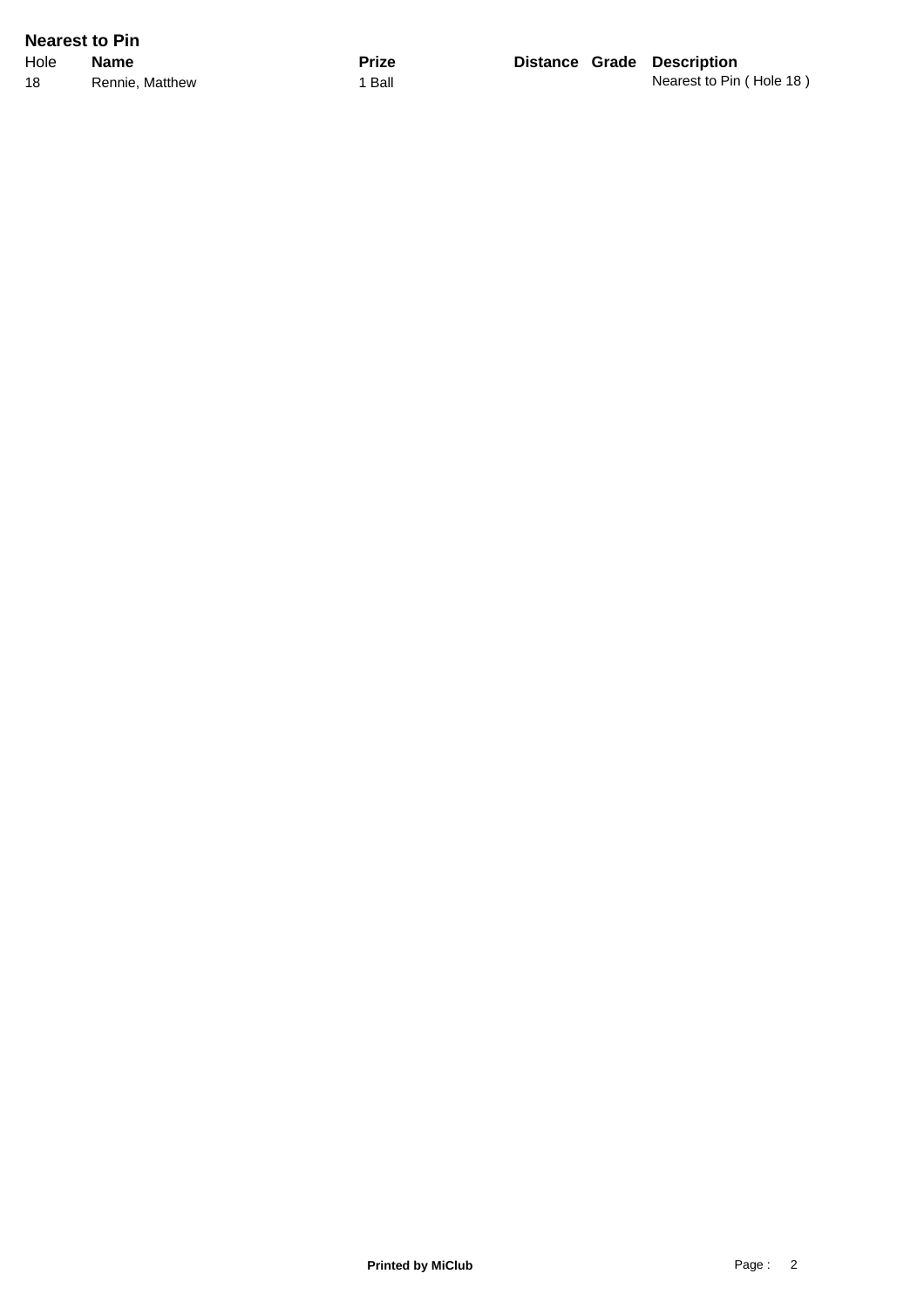## Nearest to Pin

| Hole | Name | Prize | Distance | Grade | Description |
|---|---|---|---|---|---|
| 18 | Rennie, Matthew | 1 Ball | | | Nearest to Pin ( Hole 18 ) |

**Printed by MiClub**